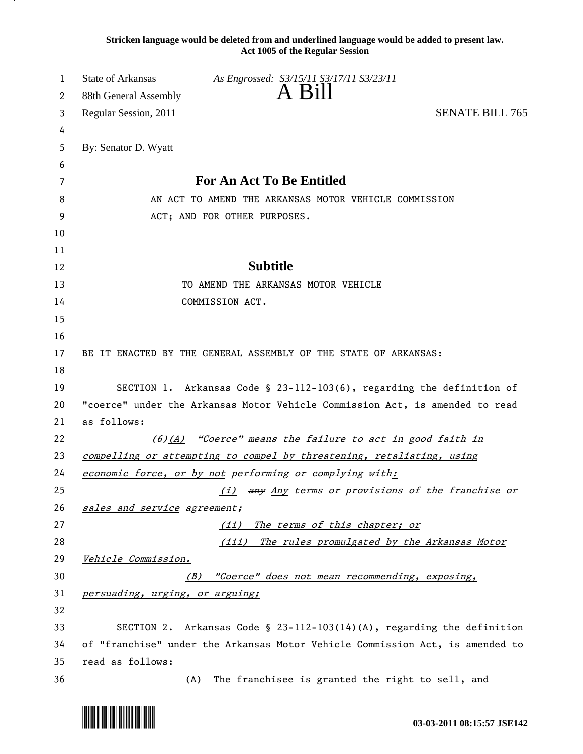**Stricken language would be deleted from and underlined language would be added to present law.**
**Act 1005 of the Regular Session**

State of Arkansas *As Engrossed: S3/15/11 S3/17/11 S3/23/11*
88th General Assembly **A Bill**
Regular Session, 2011 SENATE BILL 765

By: Senator D. Wyatt

## For An Act To Be Entitled

AN ACT TO AMEND THE ARKANSAS MOTOR VEHICLE COMMISSION ACT; AND FOR OTHER PURPOSES.

## Subtitle

TO AMEND THE ARKANSAS MOTOR VEHICLE COMMISSION ACT.

BE IT ENACTED BY THE GENERAL ASSEMBLY OF THE STATE OF ARKANSAS:

SECTION 1. Arkansas Code § 23-112-103(6), regarding the definition of "coerce" under the Arkansas Motor Vehicle Commission Act, is amended to read as follows:

*(6)<u>(A)</u> "Coerce" means ~~the failure to act in good faith in~~ <u>compelling or attempting to compel by threatening, retaliating, using economic force, or by not</u> performing or complying with<u>:</u>*

*<u>(i)</u> ~~any~~ <u>Any</u> terms or provisions of the franchise or <u>sales and service</u> agreement;*

*<u>(ii) The terms of this chapter; or</u>*

*<u>(iii) The rules promulgated by the Arkansas Motor Vehicle Commission.</u>*

*<u>(B) "Coerce" does not mean recommending, exposing, persuading, urging, or arguing;</u>*

SECTION 2. Arkansas Code § 23-112-103(14)(A), regarding the definition of "franchise" under the Arkansas Motor Vehicle Commission Act, is amended to read as follows:

(A) The franchisee is granted the right to sell<u>,</u> ~~and~~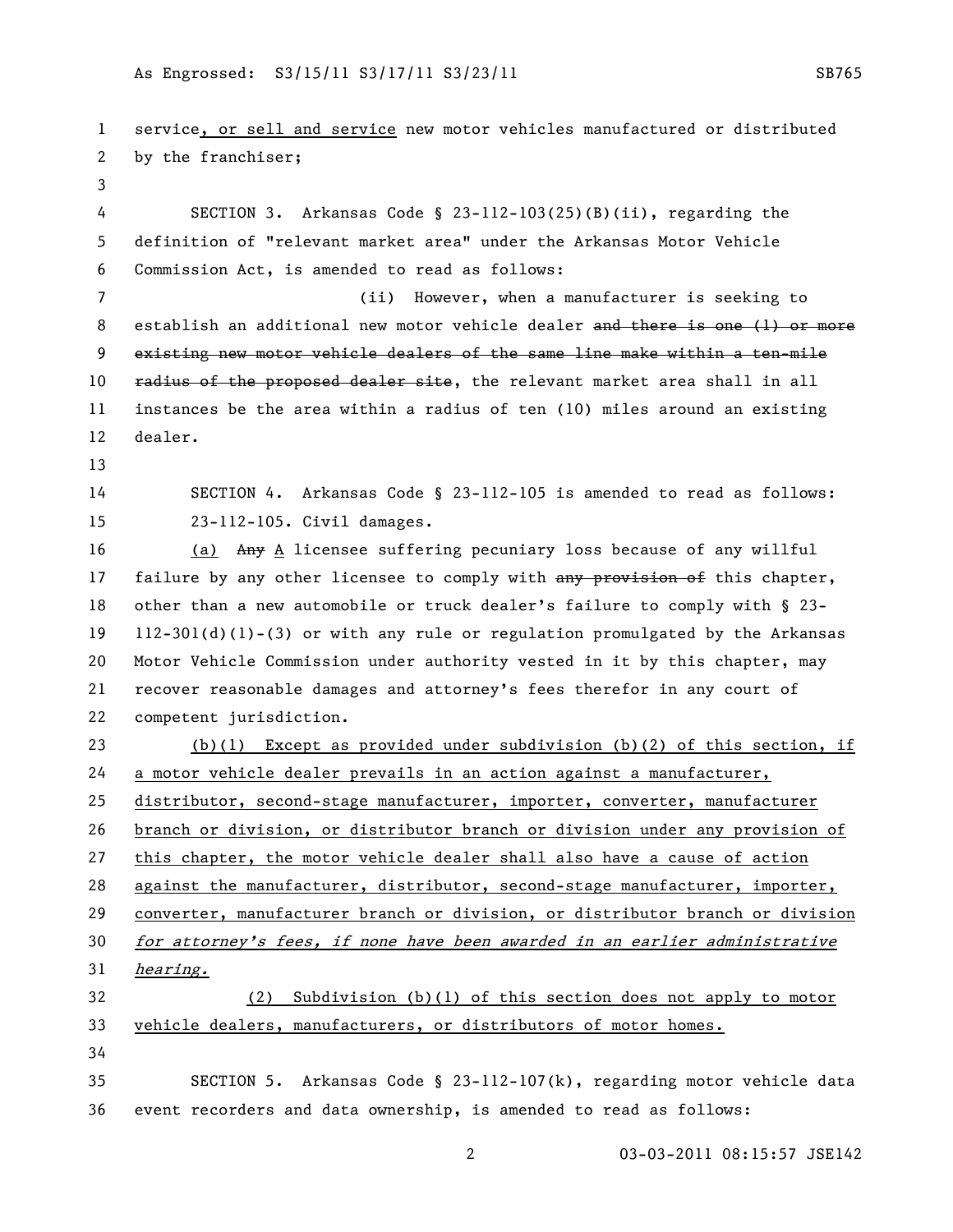service, or sell and service new motor vehicles manufactured or distributed by the franchiser;

SECTION 3. Arkansas Code § 23-112-103(25)(B)(ii), regarding the definition of "relevant market area" under the Arkansas Motor Vehicle Commission Act, is amended to read as follows:

(ii) However, when a manufacturer is seeking to establish an additional new motor vehicle dealer ~~and there is one (1) or more existing new motor vehicle dealers of the same line make within a ten-mile radius of the proposed dealer site~~, the relevant market area shall in all instances be the area within a radius of ten (10) miles around an existing dealer.

SECTION 4. Arkansas Code § 23-112-105 is amended to read as follows:

23-112-105. Civil damages.

(a) ~~Any~~ A licensee suffering pecuniary loss because of any willful failure by any other licensee to comply with ~~any provision of~~ this chapter, other than a new automobile or truck dealer's failure to comply with § 23-112-301(d)(1)-(3) or with any rule or regulation promulgated by the Arkansas Motor Vehicle Commission under authority vested in it by this chapter, may recover reasonable damages and attorney's fees therefor in any court of competent jurisdiction.

(b)(1) Except as provided under subdivision (b)(2) of this section, if a motor vehicle dealer prevails in an action against a manufacturer, distributor, second-stage manufacturer, importer, converter, manufacturer branch or division, or distributor branch or division under any provision of this chapter, the motor vehicle dealer shall also have a cause of action against the manufacturer, distributor, second-stage manufacturer, importer, converter, manufacturer branch or division, or distributor branch or division *for attorney's fees, if none have been awarded in an earlier administrative hearing.*

(2) Subdivision (b)(1) of this section does not apply to motor vehicle dealers, manufacturers, or distributors of motor homes.

SECTION 5. Arkansas Code § 23-112-107(k), regarding motor vehicle data event recorders and data ownership, is amended to read as follows: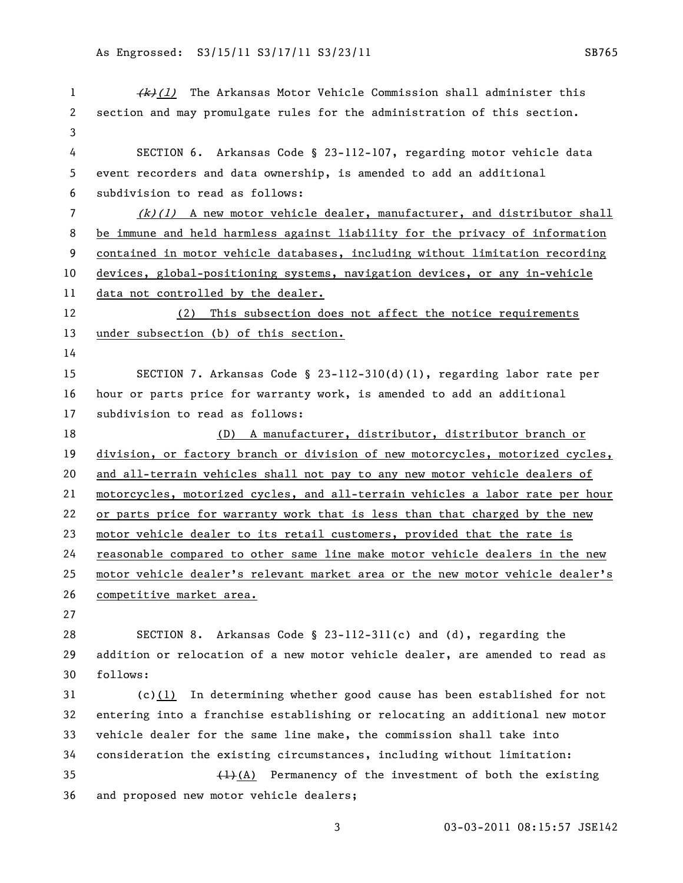~~(k)~~*(l)* The Arkansas Motor Vehicle Commission shall administer this section and may promulgate rules for the administration of this section.

SECTION 6. Arkansas Code § 23-112-107, regarding motor vehicle data event recorders and data ownership, is amended to add an additional subdivision to read as follows:

*(k)(1)* A new motor vehicle dealer, manufacturer, and distributor shall be immune and held harmless against liability for the privacy of information contained in motor vehicle databases, including without limitation recording devices, global-positioning systems, navigation devices, or any in-vehicle data not controlled by the dealer.

(2) This subsection does not affect the notice requirements under subsection (b) of this section.

SECTION 7. Arkansas Code § 23-112-310(d)(1), regarding labor rate per hour or parts price for warranty work, is amended to add an additional subdivision to read as follows:

(D) A manufacturer, distributor, distributor branch or division, or factory branch or division of new motorcycles, motorized cycles, and all-terrain vehicles shall not pay to any new motor vehicle dealers of motorcycles, motorized cycles, and all-terrain vehicles a labor rate per hour or parts price for warranty work that is less than that charged by the new motor vehicle dealer to its retail customers, provided that the rate is reasonable compared to other same line make motor vehicle dealers in the new motor vehicle dealer's relevant market area or the new motor vehicle dealer's competitive market area.

SECTION 8. Arkansas Code § 23-112-311(c) and (d), regarding the addition or relocation of a new motor vehicle dealer, are amended to read as follows:

(c)(1) In determining whether good cause has been established for not entering into a franchise establishing or relocating an additional new motor vehicle dealer for the same line make, the commission shall take into consideration the existing circumstances, including without limitation:

~~(1)~~(A) Permanency of the investment of both the existing and proposed new motor vehicle dealers;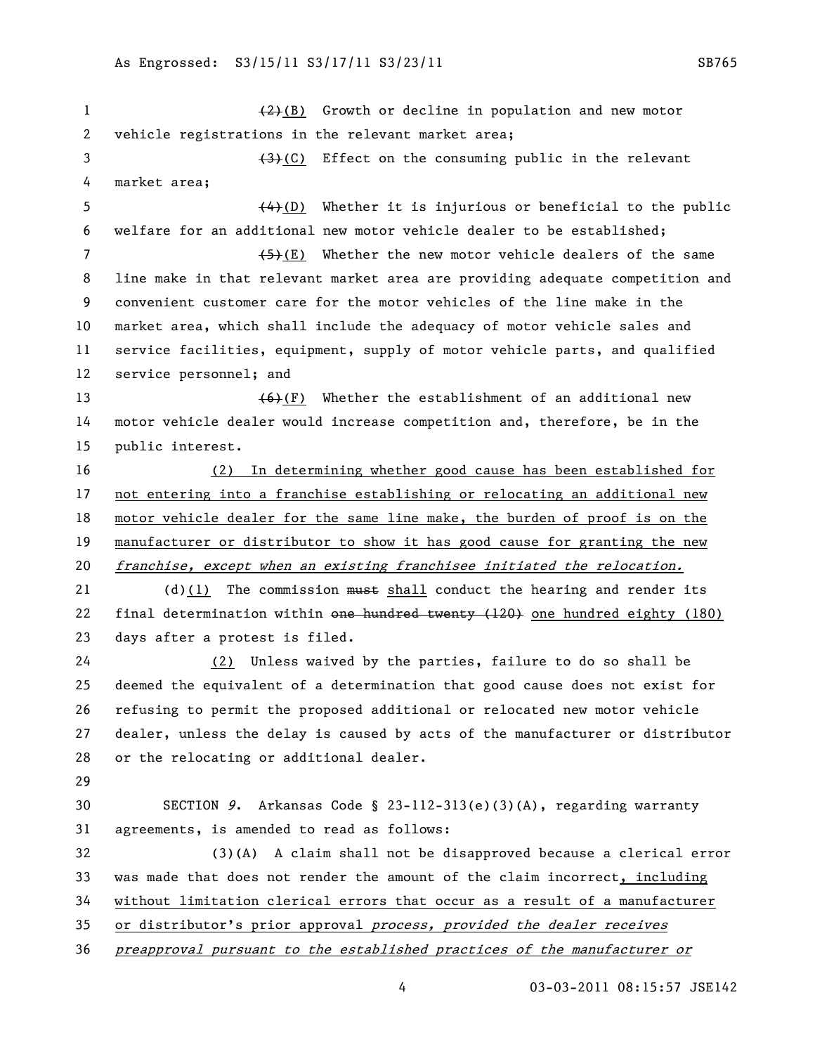~~(2)~~(B) Growth or decline in population and new motor vehicle registrations in the relevant market area;

~~(3)~~(C) Effect on the consuming public in the relevant market area;

~~(4)~~(D) Whether it is injurious or beneficial to the public welfare for an additional new motor vehicle dealer to be established;

~~(5)~~(E) Whether the new motor vehicle dealers of the same line make in that relevant market area are providing adequate competition and convenient customer care for the motor vehicles of the line make in the market area, which shall include the adequacy of motor vehicle sales and service facilities, equipment, supply of motor vehicle parts, and qualified service personnel; and

~~(6)~~(F) Whether the establishment of an additional new motor vehicle dealer would increase competition and, therefore, be in the public interest.

(2) In determining whether good cause has been established for not entering into a franchise establishing or relocating an additional new motor vehicle dealer for the same line make, the burden of proof is on the manufacturer or distributor to show it has good cause for granting the new *franchise, except when an existing franchisee initiated the relocation.*

(d)(1) The commission ~~must~~ shall conduct the hearing and render its final determination within ~~one hundred twenty (120)~~ one hundred eighty (180) days after a protest is filed.

(2) Unless waived by the parties, failure to do so shall be deemed the equivalent of a determination that good cause does not exist for refusing to permit the proposed additional or relocated new motor vehicle dealer, unless the delay is caused by acts of the manufacturer or distributor or the relocating or additional dealer.

SECTION *9*. Arkansas Code § 23-112-313(e)(3)(A), regarding warranty agreements, is amended to read as follows:

(3)(A) A claim shall not be disapproved because a clerical error was made that does not render the amount of the claim incorrect, including without limitation clerical errors that occur as a result of a manufacturer or distributor's prior approval *process, provided the dealer receives preapproval pursuant to the established practices of the manufacturer or*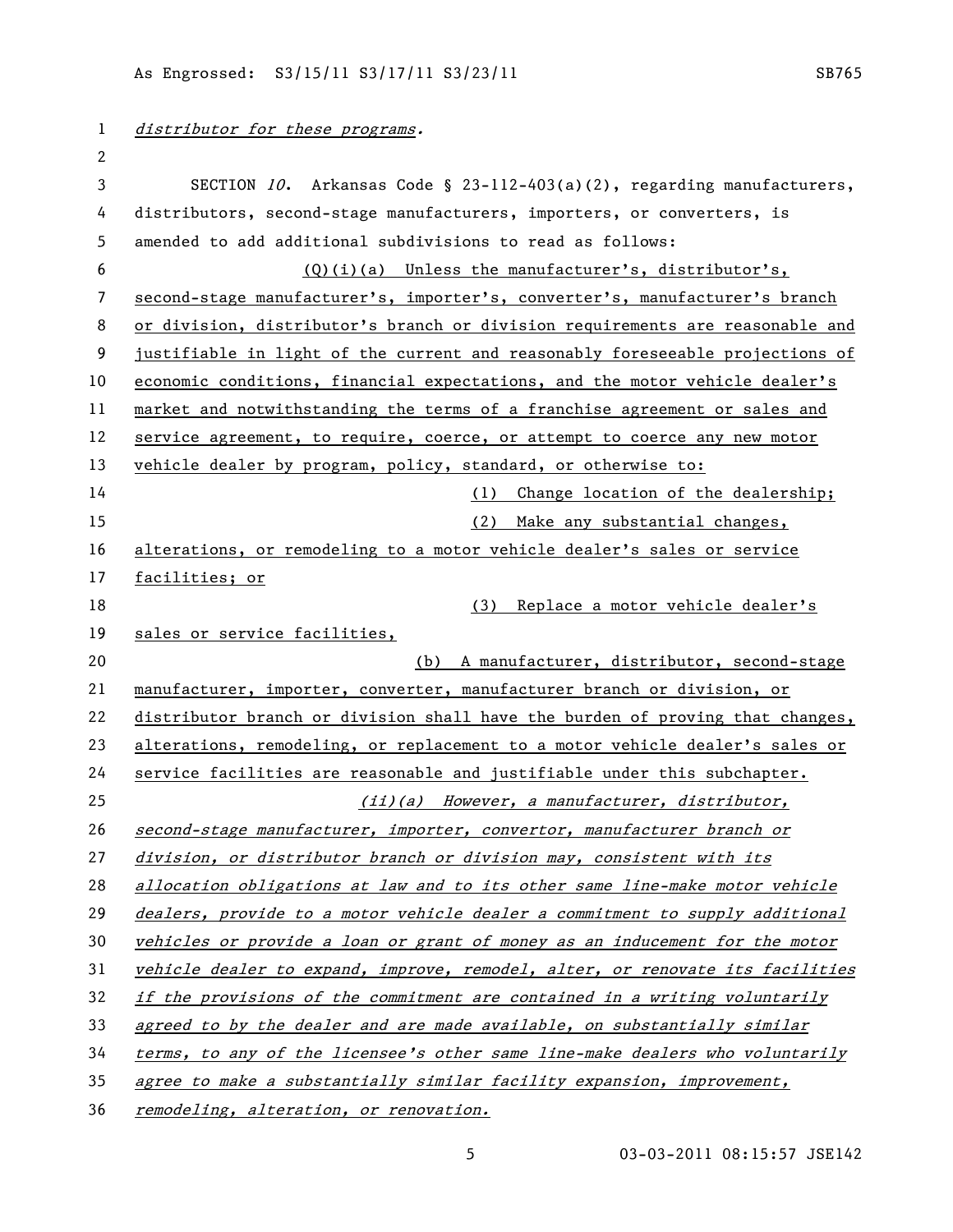*distributor for these programs.*

SECTION *10*. Arkansas Code § 23-112-403(a)(2), regarding manufacturers, distributors, second-stage manufacturers, importers, or converters, is amended to add additional subdivisions to read as follows:

(Q)(i)(a) Unless the manufacturer's, distributor's, second-stage manufacturer's, importer's, converter's, manufacturer's branch or division, distributor's branch or division requirements are reasonable and justifiable in light of the current and reasonably foreseeable projections of economic conditions, financial expectations, and the motor vehicle dealer's market and notwithstanding the terms of a franchise agreement or sales and service agreement, to require, coerce, or attempt to coerce any new motor vehicle dealer by program, policy, standard, or otherwise to:

(1) Change location of the dealership;

(2) Make any substantial changes, alterations, or remodeling to a motor vehicle dealer's sales or service facilities; or

(3) Replace a motor vehicle dealer's sales or service facilities,

(b) A manufacturer, distributor, second-stage manufacturer, importer, converter, manufacturer branch or division, or distributor branch or division shall have the burden of proving that changes, alterations, remodeling, or replacement to a motor vehicle dealer's sales or service facilities are reasonable and justifiable under this subchapter.

*(ii)(a) However, a manufacturer, distributor, second-stage manufacturer, importer, convertor, manufacturer branch or division, or distributor branch or division may, consistent with its allocation obligations at law and to its other same line-make motor vehicle dealers, provide to a motor vehicle dealer a commitment to supply additional vehicles or provide a loan or grant of money as an inducement for the motor vehicle dealer to expand, improve, remodel, alter, or renovate its facilities if the provisions of the commitment are contained in a writing voluntarily agreed to by the dealer and are made available, on substantially similar terms, to any of the licensee's other same line-make dealers who voluntarily agree to make a substantially similar facility expansion, improvement, remodeling, alteration, or renovation.*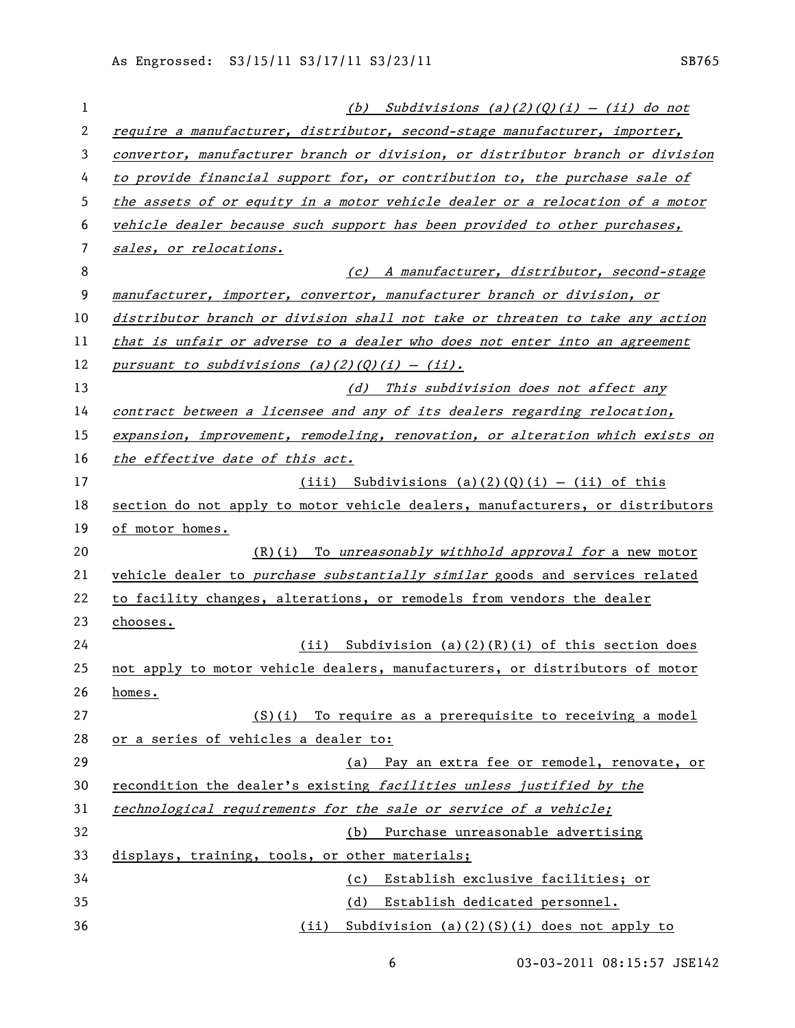*(b) Subdivisions (a)(2)(Q)(i) – (ii) do not require a manufacturer, distributor, second-stage manufacturer, importer, convertor, manufacturer branch or division, or distributor branch or division to provide financial support for, or contribution to, the purchase sale of the assets of or equity in a motor vehicle dealer or a relocation of a motor vehicle dealer because such support has been provided to other purchases, sales, or relocations.*

*(c) A manufacturer, distributor, second-stage manufacturer, importer, convertor, manufacturer branch or division, or distributor branch or division shall not take or threaten to take any action that is unfair or adverse to a dealer who does not enter into an agreement pursuant to subdivisions (a)(2)(Q)(i) – (ii).*

*(d) This subdivision does not affect any contract between a licensee and any of its dealers regarding relocation, expansion, improvement, remodeling, renovation, or alteration which exists on the effective date of this act.*

(iii) Subdivisions (a)(2)(Q)(i) – (ii) of this section do not apply to motor vehicle dealers, manufacturers, or distributors of motor homes.

(R)(i) To *unreasonably withhold approval for* a new motor vehicle dealer to *purchase substantially similar* goods and services related to facility changes, alterations, or remodels from vendors the dealer chooses.

(ii) Subdivision (a)(2)(R)(i) of this section does not apply to motor vehicle dealers, manufacturers, or distributors of motor homes.

(S)(i) To require as a prerequisite to receiving a model or a series of vehicles a dealer to:

(a) Pay an extra fee or remodel, renovate, or recondition the dealer's existing *facilities unless justified by the technological requirements for the sale or service of a vehicle;*

(b) Purchase unreasonable advertising displays, training, tools, or other materials;

(c) Establish exclusive facilities; or

(d) Establish dedicated personnel.

(ii) Subdivision (a)(2)(S)(i) does not apply to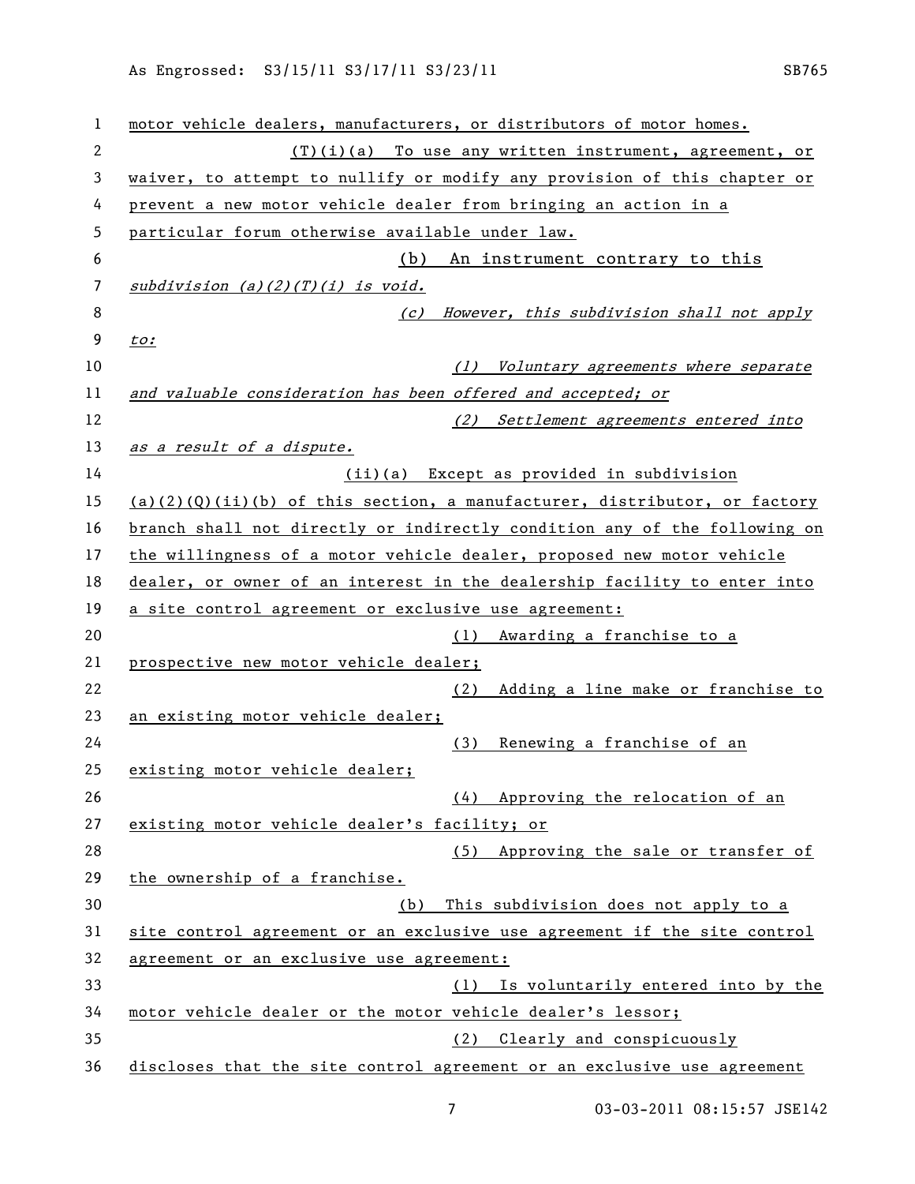motor vehicle dealers, manufacturers, or distributors of motor homes.

(T)(i)(a) To use any written instrument, agreement, or waiver, to attempt to nullify or modify any provision of this chapter or prevent a new motor vehicle dealer from bringing an action in a particular forum otherwise available under law.

(b) An instrument contrary to this *subdivision (a)(2)(T)(i) is void.*

*(c) However, this subdivision shall not apply to:*

*(1) Voluntary agreements where separate and valuable consideration has been offered and accepted; or*

*(2) Settlement agreements entered into as a result of a dispute.*

(ii)(a) Except as provided in subdivision (a)(2)(Q)(ii)(b) of this section, a manufacturer, distributor, or factory branch shall not directly or indirectly condition any of the following on the willingness of a motor vehicle dealer, proposed new motor vehicle dealer, or owner of an interest in the dealership facility to enter into a site control agreement or exclusive use agreement:

(1) Awarding a franchise to a prospective new motor vehicle dealer;

(2) Adding a line make or franchise to an existing motor vehicle dealer;

(3) Renewing a franchise of an existing motor vehicle dealer;

(4) Approving the relocation of an existing motor vehicle dealer's facility; or

(5) Approving the sale or transfer of the ownership of a franchise.

(b) This subdivision does not apply to a site control agreement or an exclusive use agreement if the site control agreement or an exclusive use agreement:

(1) Is voluntarily entered into by the motor vehicle dealer or the motor vehicle dealer's lessor;

(2) Clearly and conspicuously discloses that the site control agreement or an exclusive use agreement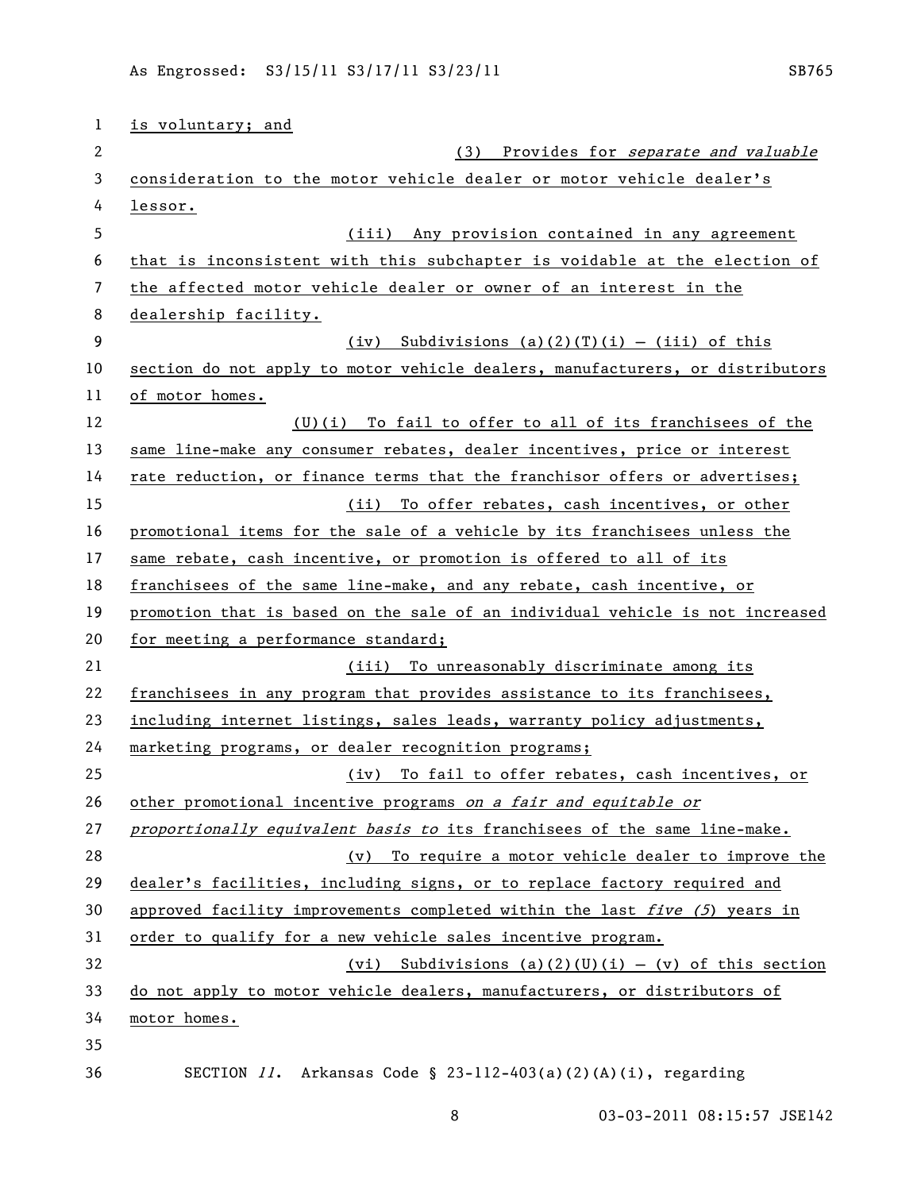is voluntary; and

(3) Provides for *separate and valuable* consideration to the motor vehicle dealer or motor vehicle dealer's lessor.

(iii) Any provision contained in any agreement that is inconsistent with this subchapter is voidable at the election of the affected motor vehicle dealer or owner of an interest in the dealership facility.

(iv) Subdivisions (a)(2)(T)(i) – (iii) of this section do not apply to motor vehicle dealers, manufacturers, or distributors of motor homes.

(U)(i) To fail to offer to all of its franchisees of the same line-make any consumer rebates, dealer incentives, price or interest rate reduction, or finance terms that the franchisor offers or advertises;

(ii) To offer rebates, cash incentives, or other promotional items for the sale of a vehicle by its franchisees unless the same rebate, cash incentive, or promotion is offered to all of its franchisees of the same line-make, and any rebate, cash incentive, or promotion that is based on the sale of an individual vehicle is not increased for meeting a performance standard;

(iii) To unreasonably discriminate among its franchisees in any program that provides assistance to its franchisees, including internet listings, sales leads, warranty policy adjustments, marketing programs, or dealer recognition programs;

(iv) To fail to offer rebates, cash incentives, or other promotional incentive programs *on a fair and equitable or proportionally equivalent basis to* its franchisees of the same line-make.

(v) To require a motor vehicle dealer to improve the dealer's facilities, including signs, or to replace factory required and approved facility improvements completed within the last *five (5*) years in order to qualify for a new vehicle sales incentive program.

(vi) Subdivisions (a)(2)(U)(i) – (v) of this section do not apply to motor vehicle dealers, manufacturers, or distributors of motor homes.

SECTION *11*. Arkansas Code § 23-112-403(a)(2)(A)(i), regarding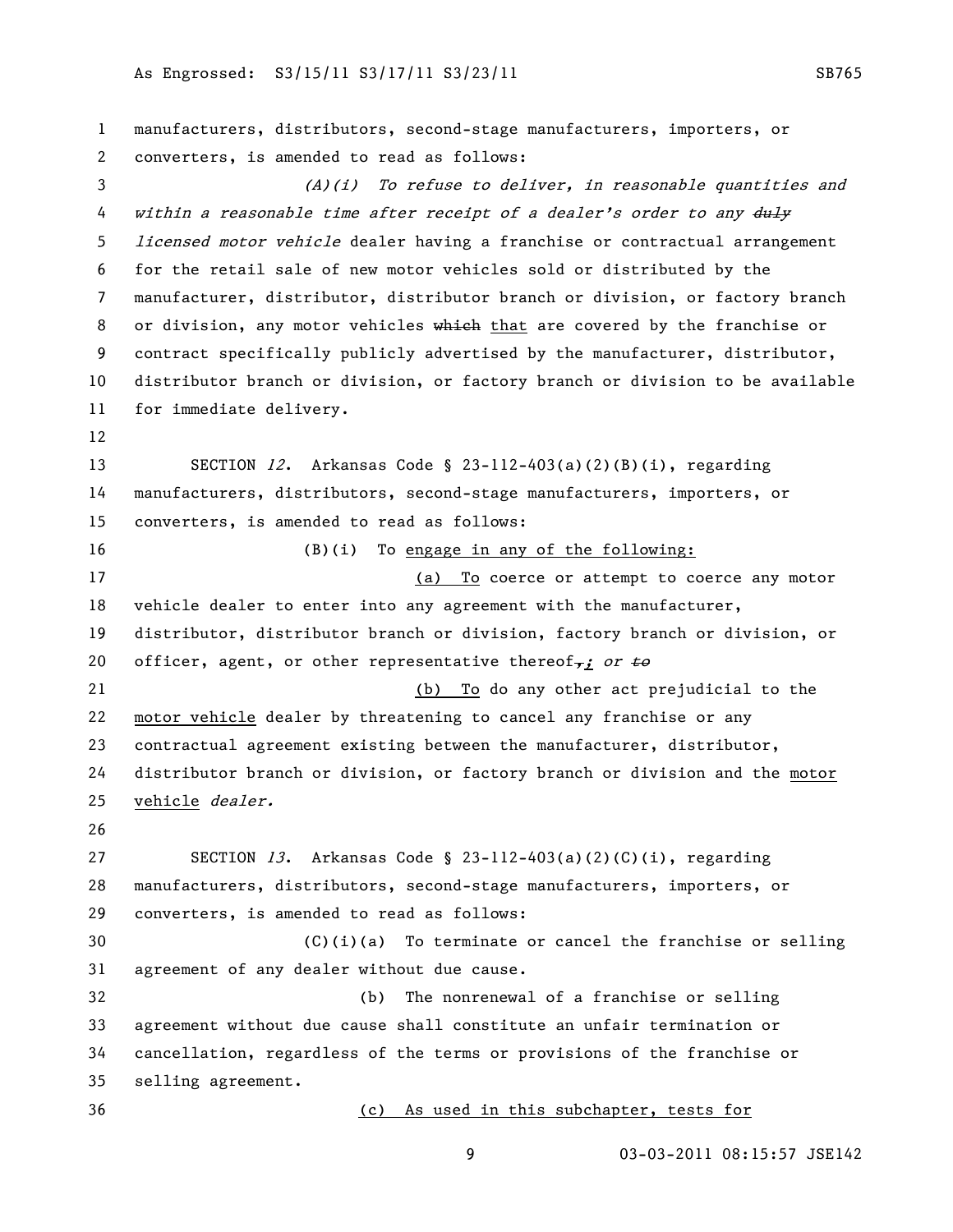manufacturers, distributors, second-stage manufacturers, importers, or converters, is amended to read as follows:

*(A)(i) To refuse to deliver, in reasonable quantities and within a reasonable time after receipt of a dealer's order to any ~~duly~~ licensed motor vehicle* dealer having a franchise or contractual arrangement for the retail sale of new motor vehicles sold or distributed by the manufacturer, distributor, distributor branch or division, or factory branch or division, any motor vehicles ~~which~~ that are covered by the franchise or contract specifically publicly advertised by the manufacturer, distributor, distributor branch or division, or factory branch or division to be available for immediate delivery.

SECTION *12*. Arkansas Code § 23-112-403(a)(2)(B)(i), regarding manufacturers, distributors, second-stage manufacturers, importers, or converters, is amended to read as follows:

(B)(i) To engage in any of the following:

(a) To coerce or attempt to coerce any motor vehicle dealer to enter into any agreement with the manufacturer, distributor, distributor branch or division, factory branch or division, or officer, agent, or other representative thereof~~,~~; *or ~~to~~*

(b) To do any other act prejudicial to the motor vehicle dealer by threatening to cancel any franchise or any contractual agreement existing between the manufacturer, distributor, distributor branch or division, or factory branch or division and the motor vehicle *dealer.*

SECTION *13*. Arkansas Code § 23-112-403(a)(2)(C)(i), regarding manufacturers, distributors, second-stage manufacturers, importers, or converters, is amended to read as follows:

(C)(i)(a) To terminate or cancel the franchise or selling agreement of any dealer without due cause.

(b) The nonrenewal of a franchise or selling agreement without due cause shall constitute an unfair termination or cancellation, regardless of the terms or provisions of the franchise or selling agreement.

(c) As used in this subchapter, tests for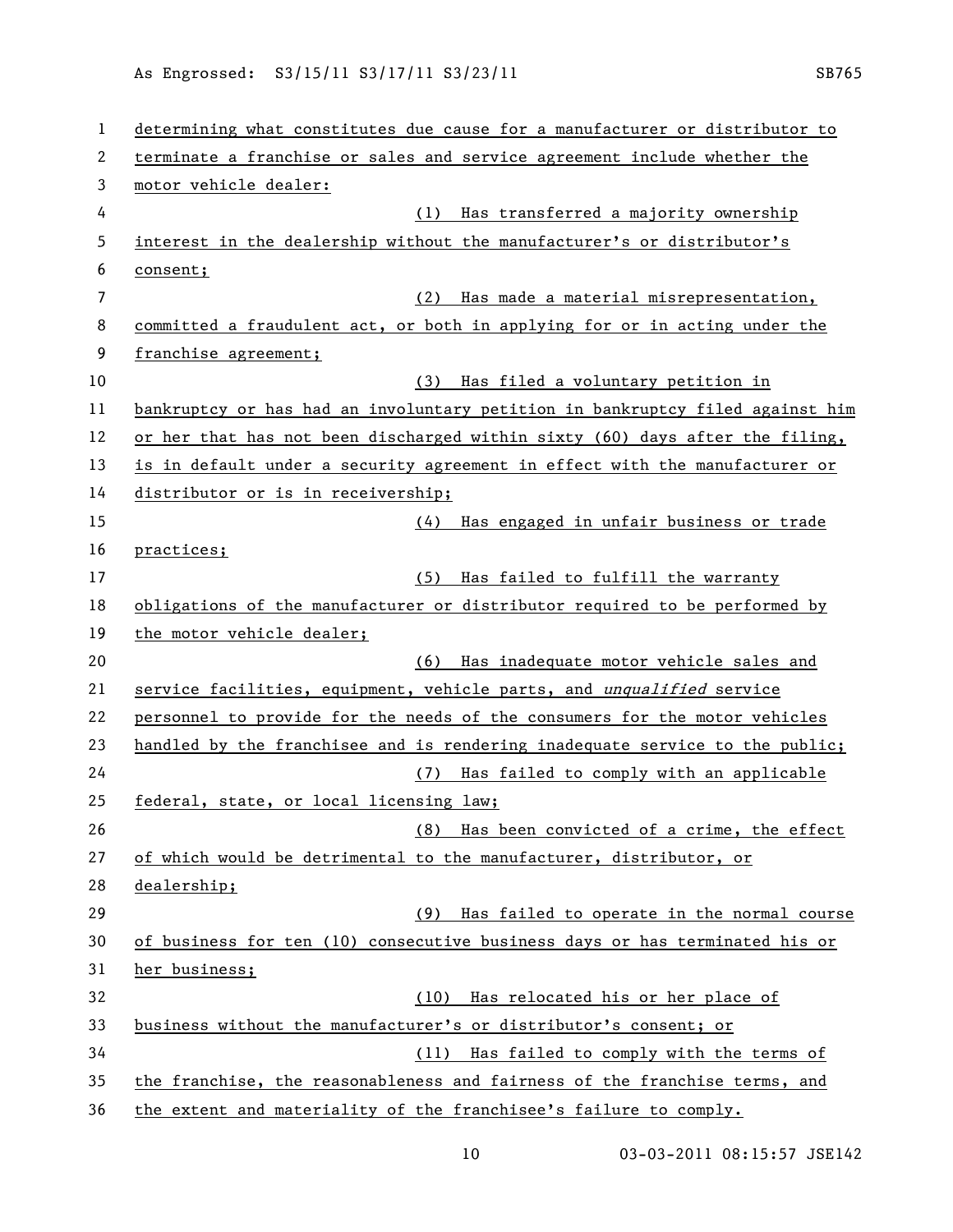determining what constitutes due cause for a manufacturer or distributor to terminate a franchise or sales and service agreement include whether the motor vehicle dealer:

(1) Has transferred a majority ownership interest in the dealership without the manufacturer's or distributor's consent;

(2) Has made a material misrepresentation, committed a fraudulent act, or both in applying for or in acting under the franchise agreement;

(3) Has filed a voluntary petition in bankruptcy or has had an involuntary petition in bankruptcy filed against him or her that has not been discharged within sixty (60) days after the filing, is in default under a security agreement in effect with the manufacturer or distributor or is in receivership;

(4) Has engaged in unfair business or trade practices;

(5) Has failed to fulfill the warranty obligations of the manufacturer or distributor required to be performed by the motor vehicle dealer;

(6) Has inadequate motor vehicle sales and service facilities, equipment, vehicle parts, and *unqualified* service personnel to provide for the needs of the consumers for the motor vehicles handled by the franchisee and is rendering inadequate service to the public;

(7) Has failed to comply with an applicable federal, state, or local licensing law;

(8) Has been convicted of a crime, the effect of which would be detrimental to the manufacturer, distributor, or dealership;

(9) Has failed to operate in the normal course of business for ten (10) consecutive business days or has terminated his or her business;

(10) Has relocated his or her place of business without the manufacturer's or distributor's consent; or

(11) Has failed to comply with the terms of the franchise, the reasonableness and fairness of the franchise terms, and the extent and materiality of the franchisee's failure to comply.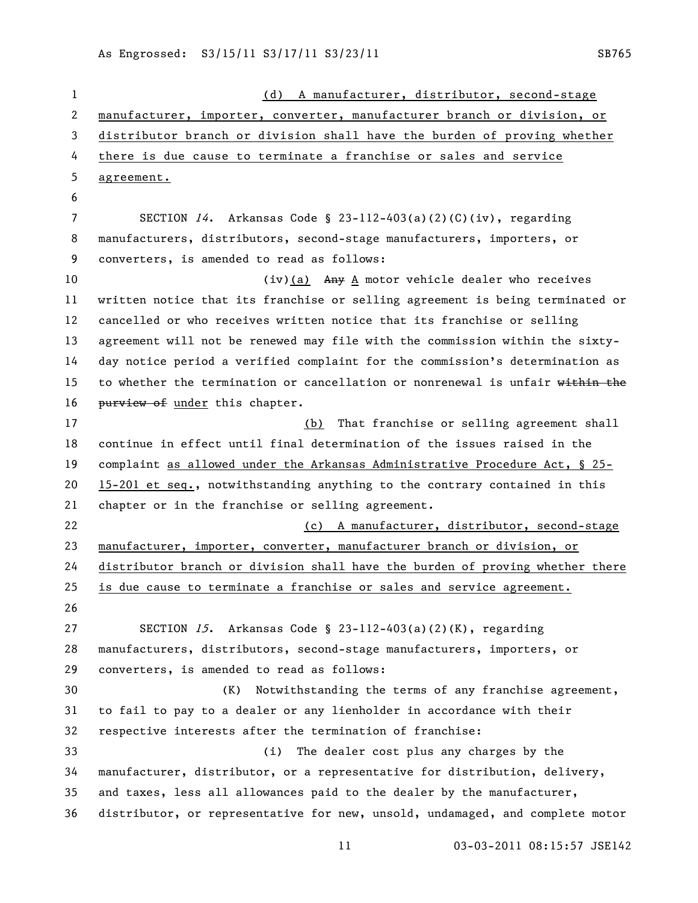(d) A manufacturer, distributor, second-stage manufacturer, importer, converter, manufacturer branch or division, or distributor branch or division shall have the burden of proving whether there is due cause to terminate a franchise or sales and service agreement.

SECTION *14*. Arkansas Code § 23-112-403(a)(2)(C)(iv), regarding manufacturers, distributors, second-stage manufacturers, importers, or converters, is amended to read as follows:

(iv)(a) ~~Any~~ A motor vehicle dealer who receives written notice that its franchise or selling agreement is being terminated or cancelled or who receives written notice that its franchise or selling agreement will not be renewed may file with the commission within the sixty-day notice period a verified complaint for the commission's determination as to whether the termination or cancellation or nonrenewal is unfair ~~within the purview of~~ under this chapter.

(b) That franchise or selling agreement shall continue in effect until final determination of the issues raised in the complaint as allowed under the Arkansas Administrative Procedure Act, § 25-15-201 et seq., notwithstanding anything to the contrary contained in this chapter or in the franchise or selling agreement.

(c) A manufacturer, distributor, second-stage manufacturer, importer, converter, manufacturer branch or division, or distributor branch or division shall have the burden of proving whether there is due cause to terminate a franchise or sales and service agreement.

SECTION *15*. Arkansas Code § 23-112-403(a)(2)(K), regarding manufacturers, distributors, second-stage manufacturers, importers, or converters, is amended to read as follows:

(K) Notwithstanding the terms of any franchise agreement, to fail to pay to a dealer or any lienholder in accordance with their respective interests after the termination of franchise:

(i) The dealer cost plus any charges by the manufacturer, distributor, or a representative for distribution, delivery, and taxes, less all allowances paid to the dealer by the manufacturer, distributor, or representative for new, unsold, undamaged, and complete motor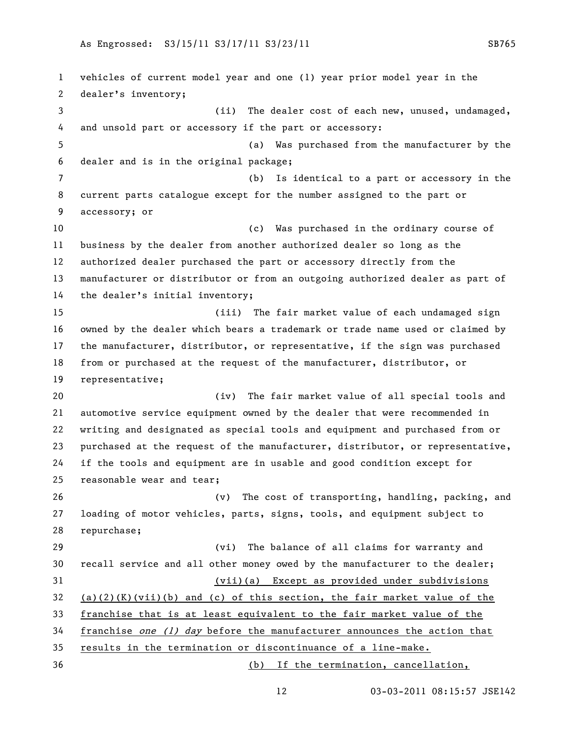vehicles of current model year and one (1) year prior model year in the dealer's inventory;

(ii) The dealer cost of each new, unused, undamaged, and unsold part or accessory if the part or accessory:

(a) Was purchased from the manufacturer by the dealer and is in the original package;

(b) Is identical to a part or accessory in the current parts catalogue except for the number assigned to the part or accessory; or

(c) Was purchased in the ordinary course of business by the dealer from another authorized dealer so long as the authorized dealer purchased the part or accessory directly from the manufacturer or distributor or from an outgoing authorized dealer as part of the dealer's initial inventory;

(iii) The fair market value of each undamaged sign owned by the dealer which bears a trademark or trade name used or claimed by the manufacturer, distributor, or representative, if the sign was purchased from or purchased at the request of the manufacturer, distributor, or representative;

(iv) The fair market value of all special tools and automotive service equipment owned by the dealer that were recommended in writing and designated as special tools and equipment and purchased from or purchased at the request of the manufacturer, distributor, or representative, if the tools and equipment are in usable and good condition except for reasonable wear and tear;

(v) The cost of transporting, handling, packing, and loading of motor vehicles, parts, signs, tools, and equipment subject to repurchase;

(vi) The balance of all claims for warranty and recall service and all other money owed by the manufacturer to the dealer;

<u>(vii)(a) Except as provided under subdivisions (a)(2)(K)(vii)(b) and (c) of this section, the fair market value of the franchise that is at least equivalent to the fair market value of the franchise *one (1) day* before the manufacturer announces the action that results in the termination or discontinuance of a line-make.</u>

<u>(b) If the termination, cancellation,</u>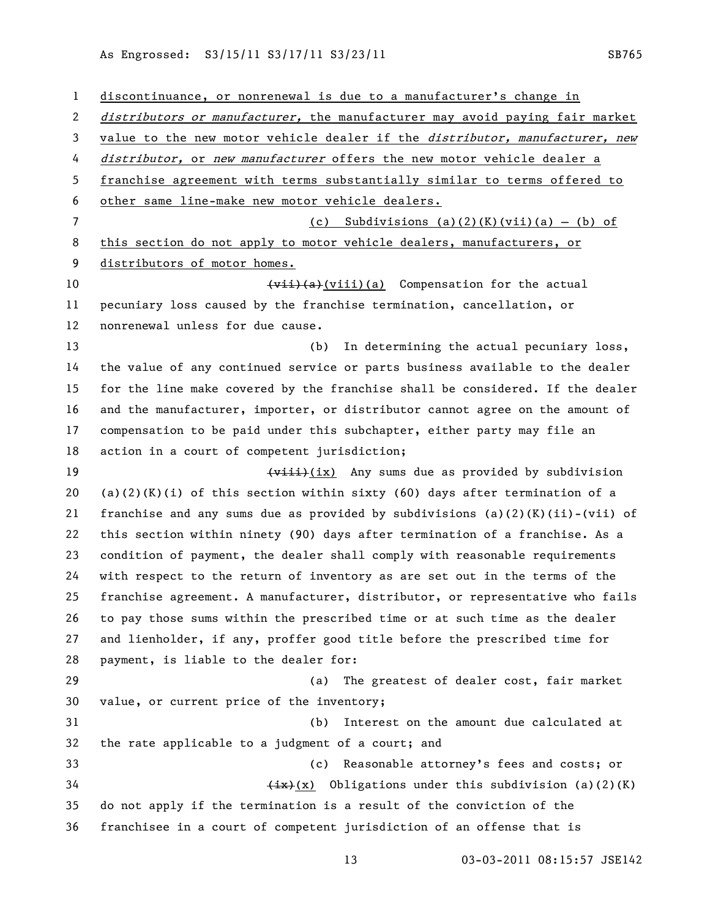discontinuance, or nonrenewal is due to a manufacturer's change in *distributors or manufacturer,* the manufacturer may avoid paying fair market value to the new motor vehicle dealer if the *distributor, manufacturer, new distributor,* or *new manufacturer* offers the new motor vehicle dealer a franchise agreement with terms substantially similar to terms offered to other same line-make new motor vehicle dealers.

(c) Subdivisions (a)(2)(K)(vii)(a) – (b) of this section do not apply to motor vehicle dealers, manufacturers, or distributors of motor homes.

~~(vii)(a)~~(viii)(a) Compensation for the actual pecuniary loss caused by the franchise termination, cancellation, or nonrenewal unless for due cause.

(b) In determining the actual pecuniary loss, the value of any continued service or parts business available to the dealer for the line make covered by the franchise shall be considered. If the dealer and the manufacturer, importer, or distributor cannot agree on the amount of compensation to be paid under this subchapter, either party may file an action in a court of competent jurisdiction;

~~(viii)~~(ix) Any sums due as provided by subdivision (a)(2)(K)(i) of this section within sixty (60) days after termination of a franchise and any sums due as provided by subdivisions (a)(2)(K)(ii)-(vii) of this section within ninety (90) days after termination of a franchise. As a condition of payment, the dealer shall comply with reasonable requirements with respect to the return of inventory as are set out in the terms of the franchise agreement. A manufacturer, distributor, or representative who fails to pay those sums within the prescribed time or at such time as the dealer and lienholder, if any, proffer good title before the prescribed time for payment, is liable to the dealer for:

(a) The greatest of dealer cost, fair market value, or current price of the inventory;

(b) Interest on the amount due calculated at the rate applicable to a judgment of a court; and

(c) Reasonable attorney's fees and costs; or

~~(ix)~~(x) Obligations under this subdivision (a)(2)(K) do not apply if the termination is a result of the conviction of the franchisee in a court of competent jurisdiction of an offense that is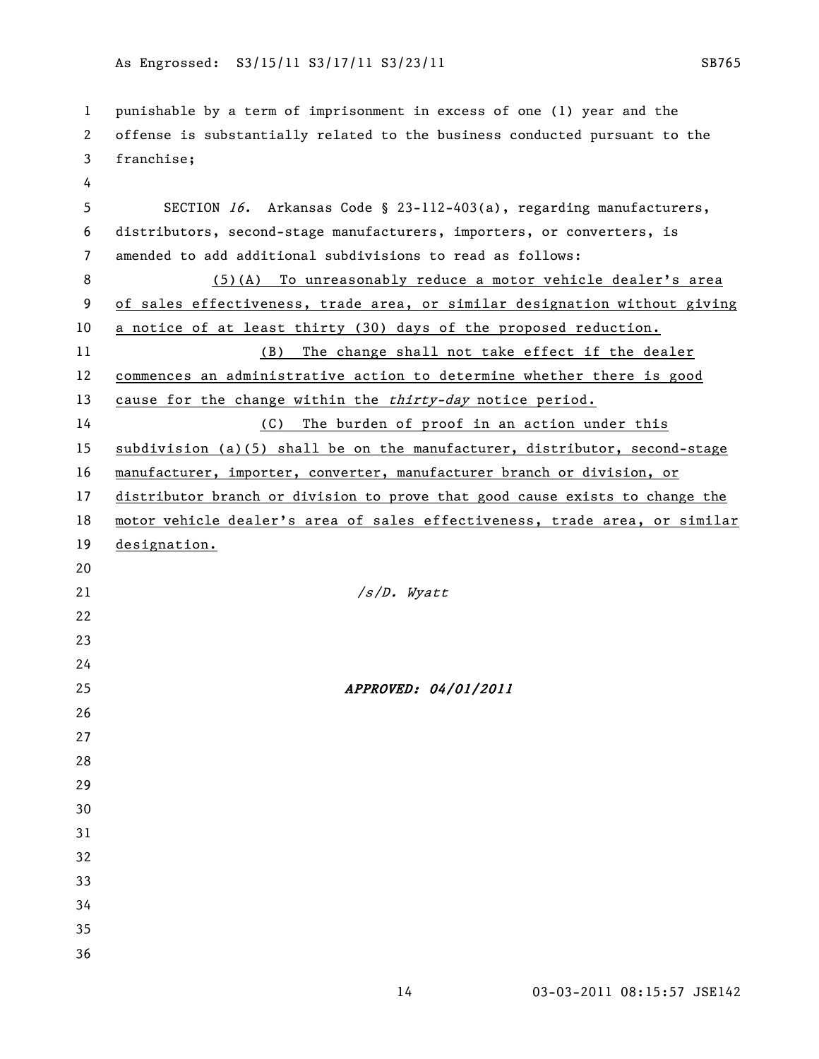punishable by a term of imprisonment in excess of one (1) year and the offense is substantially related to the business conducted pursuant to the franchise;

SECTION *16*. Arkansas Code § 23-112-403(a), regarding manufacturers, distributors, second-stage manufacturers, importers, or converters, is amended to add additional subdivisions to read as follows:

(5)(A) To unreasonably reduce a motor vehicle dealer's area of sales effectiveness, trade area, or similar designation without giving a notice of at least thirty (30) days of the proposed reduction.

(B) The change shall not take effect if the dealer commences an administrative action to determine whether there is good cause for the change within the *thirty-day* notice period.

(C) The burden of proof in an action under this subdivision (a)(5) shall be on the manufacturer, distributor, second-stage manufacturer, importer, converter, manufacturer branch or division, or distributor branch or division to prove that good cause exists to change the motor vehicle dealer's area of sales effectiveness, trade area, or similar designation.

*/s/D. Wyatt*

***APPROVED: 04/01/2011***